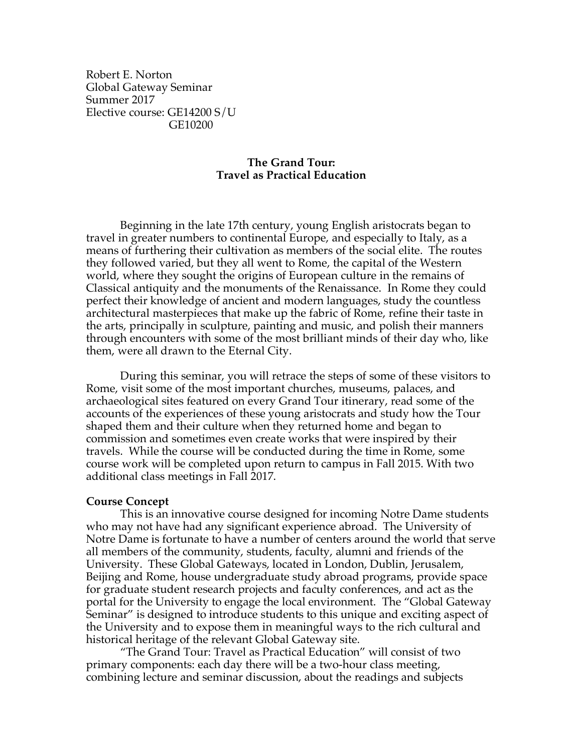Robert E. Norton
Global Gateway Seminar
Summer 2017
Elective course: GE14200 S/U
GE10200

## The Grand Tour:
## Travel as Practical Education

Beginning in the late 17th century, young English aristocrats began to travel in greater numbers to continental Europe, and especially to Italy, as a means of furthering their cultivation as members of the social elite. The routes they followed varied, but they all went to Rome, the capital of the Western world, where they sought the origins of European culture in the remains of Classical antiquity and the monuments of the Renaissance. In Rome they could perfect their knowledge of ancient and modern languages, study the countless architectural masterpieces that make up the fabric of Rome, refine their taste in the arts, principally in sculpture, painting and music, and polish their manners through encounters with some of the most brilliant minds of their day who, like them, were all drawn to the Eternal City.

During this seminar, you will retrace the steps of some of these visitors to Rome, visit some of the most important churches, museums, palaces, and archaeological sites featured on every Grand Tour itinerary, read some of the accounts of the experiences of these young aristocrats and study how the Tour shaped them and their culture when they returned home and began to commission and sometimes even create works that were inspired by their travels. While the course will be conducted during the time in Rome, some course work will be completed upon return to campus in Fall 2015. With two additional class meetings in Fall 2017.

**Course Concept**

This is an innovative course designed for incoming Notre Dame students who may not have had any significant experience abroad. The University of Notre Dame is fortunate to have a number of centers around the world that serve all members of the community, students, faculty, alumni and friends of the University. These Global Gateways, located in London, Dublin, Jerusalem, Beijing and Rome, house undergraduate study abroad programs, provide space for graduate student research projects and faculty conferences, and act as the portal for the University to engage the local environment. The "Global Gateway Seminar" is designed to introduce students to this unique and exciting aspect of the University and to expose them in meaningful ways to the rich cultural and historical heritage of the relevant Global Gateway site.

"The Grand Tour: Travel as Practical Education" will consist of two primary components: each day there will be a two-hour class meeting, combining lecture and seminar discussion, about the readings and subjects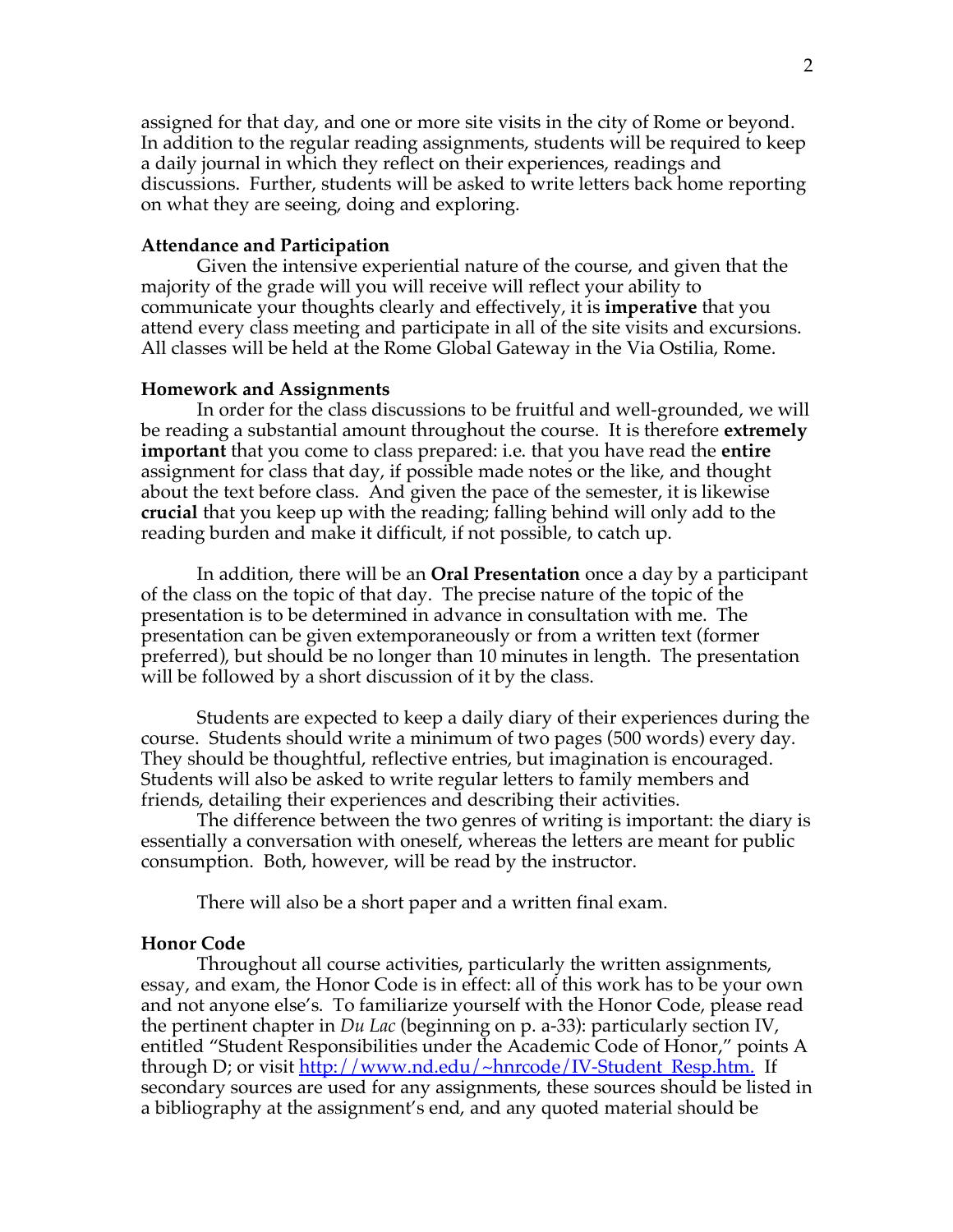assigned for that day, and one or more site visits in the city of Rome or beyond. In addition to the regular reading assignments, students will be required to keep a daily journal in which they reflect on their experiences, readings and discussions. Further, students will be asked to write letters back home reporting on what they are seeing, doing and exploring.

**Attendance and Participation**

Given the intensive experiential nature of the course, and given that the majority of the grade will you will receive will reflect your ability to communicate your thoughts clearly and effectively, it is **imperative** that you attend every class meeting and participate in all of the site visits and excursions. All classes will be held at the Rome Global Gateway in the Via Ostilia, Rome.

**Homework and Assignments**

In order for the class discussions to be fruitful and well-grounded, we will be reading a substantial amount throughout the course. It is therefore **extremely important** that you come to class prepared: i.e. that you have read the **entire** assignment for class that day, if possible made notes or the like, and thought about the text before class. And given the pace of the semester, it is likewise **crucial** that you keep up with the reading; falling behind will only add to the reading burden and make it difficult, if not possible, to catch up.

In addition, there will be an **Oral Presentation** once a day by a participant of the class on the topic of that day. The precise nature of the topic of the presentation is to be determined in advance in consultation with me. The presentation can be given extemporaneously or from a written text (former preferred), but should be no longer than 10 minutes in length. The presentation will be followed by a short discussion of it by the class.

Students are expected to keep a daily diary of their experiences during the course. Students should write a minimum of two pages (500 words) every day. They should be thoughtful, reflective entries, but imagination is encouraged. Students will also be asked to write regular letters to family members and friends, detailing their experiences and describing their activities.

The difference between the two genres of writing is important: the diary is essentially a conversation with oneself, whereas the letters are meant for public consumption. Both, however, will be read by the instructor.

There will also be a short paper and a written final exam.

**Honor Code**

Throughout all course activities, particularly the written assignments, essay, and exam, the Honor Code is in effect: all of this work has to be your own and not anyone else's. To familiarize yourself with the Honor Code, please read the pertinent chapter in *Du Lac* (beginning on p. a-33): particularly section IV, entitled "Student Responsibilities under the Academic Code of Honor," points A through D; or visit [http://www.nd.edu/~hnrcode/IV-Student_Resp.htm.](http://www.nd.edu/~hnrcode/IV-Student_Resp.htm) If secondary sources are used for any assignments, these sources should be listed in a bibliography at the assignment's end, and any quoted material should be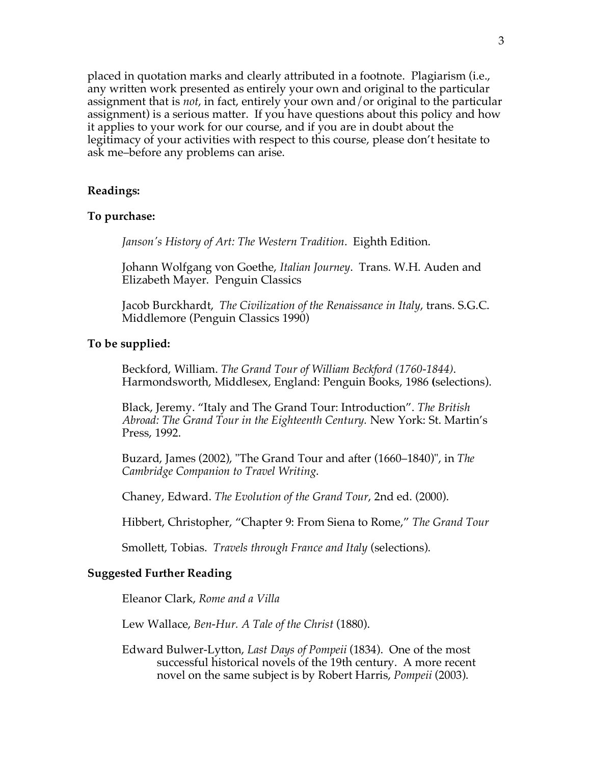placed in quotation marks and clearly attributed in a footnote. Plagiarism (i.e., any written work presented as entirely your own and original to the particular assignment that is *not*, in fact, entirely your own and/or original to the particular assignment) is a serious matter. If you have questions about this policy and how it applies to your work for our course, and if you are in doubt about the legitimacy of your activities with respect to this course, please don't hesitate to ask me–before any problems can arise.

**Readings:**

**To purchase:**

*Janson's History of Art: The Western Tradition*. Eighth Edition.

Johann Wolfgang von Goethe, *Italian Journey*. Trans. W.H. Auden and Elizabeth Mayer. Penguin Classics

Jacob Burckhardt, *The Civilization of the Renaissance in Italy*, trans. S.G.C. Middlemore (Penguin Classics 1990)

**To be supplied:**

Beckford, William. *The Grand Tour of William Beckford (1760-1844)*. Harmondsworth, Middlesex, England: Penguin Books, 1986 (selections).

Black, Jeremy. "Italy and The Grand Tour: Introduction". *The British Abroad: The Grand Tour in the Eighteenth Century.* New York: St. Martin's Press, 1992.

Buzard, James (2002), "The Grand Tour and after (1660–1840)", in *The Cambridge Companion to Travel Writing*.

Chaney, Edward. *The Evolution of the Grand Tour*, 2nd ed. (2000).

Hibbert, Christopher, "Chapter 9: From Siena to Rome," *The Grand Tour*

Smollett, Tobias. *Travels through France and Italy* (selections).

**Suggested Further Reading**

Eleanor Clark, *Rome and a Villa*

Lew Wallace, *Ben-Hur. A Tale of the Christ* (1880).

Edward Bulwer-Lytton, *Last Days of Pompeii* (1834). One of the most successful historical novels of the 19th century. A more recent novel on the same subject is by Robert Harris, *Pompeii* (2003).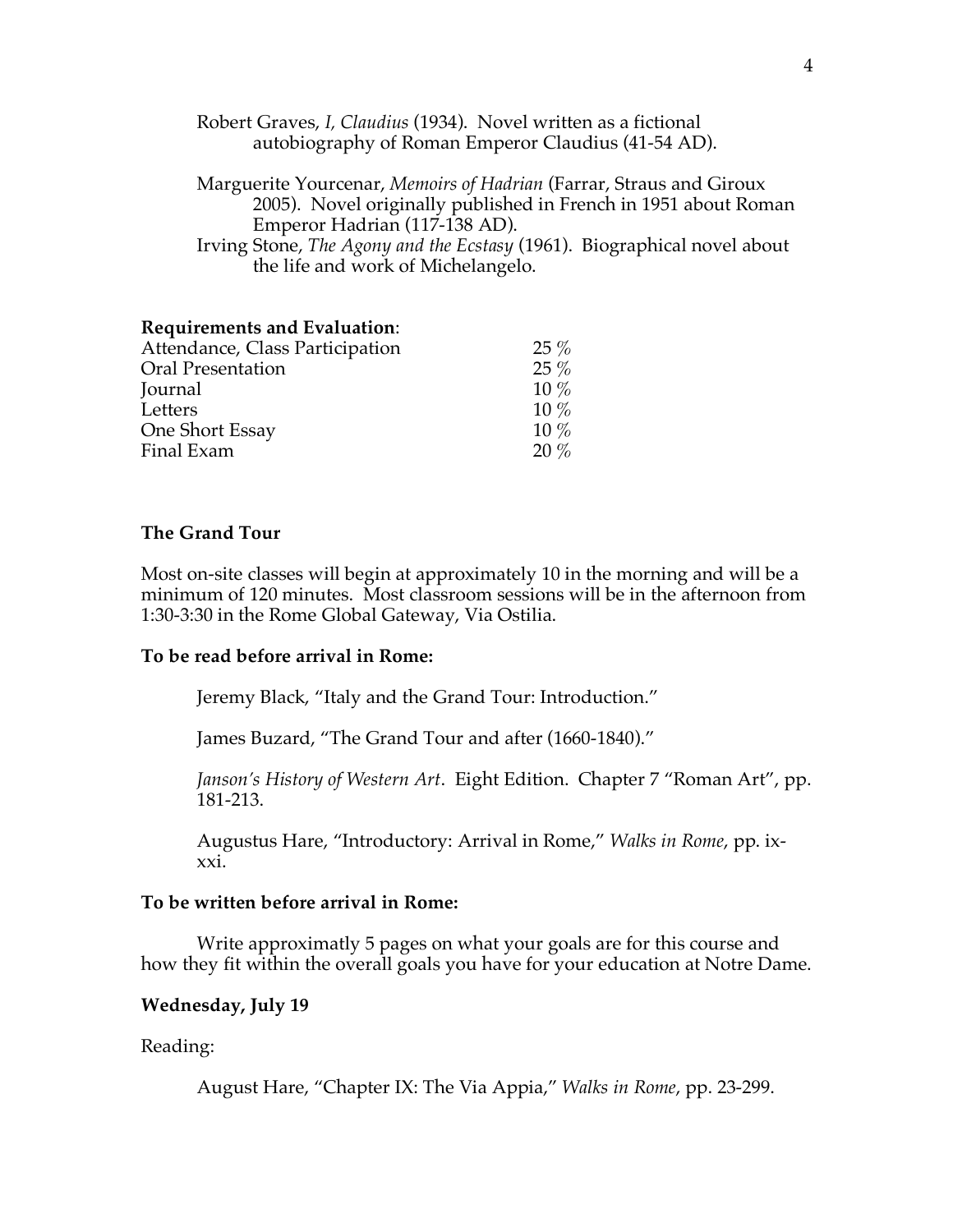Robert Graves, *I, Claudius* (1934). Novel written as a fictional autobiography of Roman Emperor Claudius (41-54 AD).

Marguerite Yourcenar, *Memoirs of Hadrian* (Farrar, Straus and Giroux 2005). Novel originally published in French in 1951 about Roman Emperor Hadrian (117-138 AD).

Irving Stone, *The Agony and the Ecstasy* (1961). Biographical novel about the life and work of Michelangelo.

**Requirements and Evaluation**:

| | |
|---|---|
| Attendance, Class Participation | 25 % |
| Oral Presentation | 25 % |
| Journal | 10 % |
| Letters | 10 % |
| One Short Essay | 10 % |
| Final Exam | 20 % |

**The Grand Tour**

Most on-site classes will begin at approximately 10 in the morning and will be a minimum of 120 minutes. Most classroom sessions will be in the afternoon from 1:30-3:30 in the Rome Global Gateway, Via Ostilia.

**To be read before arrival in Rome:**

Jeremy Black, "Italy and the Grand Tour: Introduction."

James Buzard, "The Grand Tour and after (1660-1840)."

*Janson's History of Western Art*. Eight Edition. Chapter 7 "Roman Art", pp. 181-213.

Augustus Hare, "Introductory: Arrival in Rome," *Walks in Rome*, pp. ix-xxi.

**To be written before arrival in Rome:**

Write approximatly 5 pages on what your goals are for this course and how they fit within the overall goals you have for your education at Notre Dame.

**Wednesday, July 19**

Reading:

August Hare, "Chapter IX: The Via Appia," *Walks in Rome*, pp. 23-299.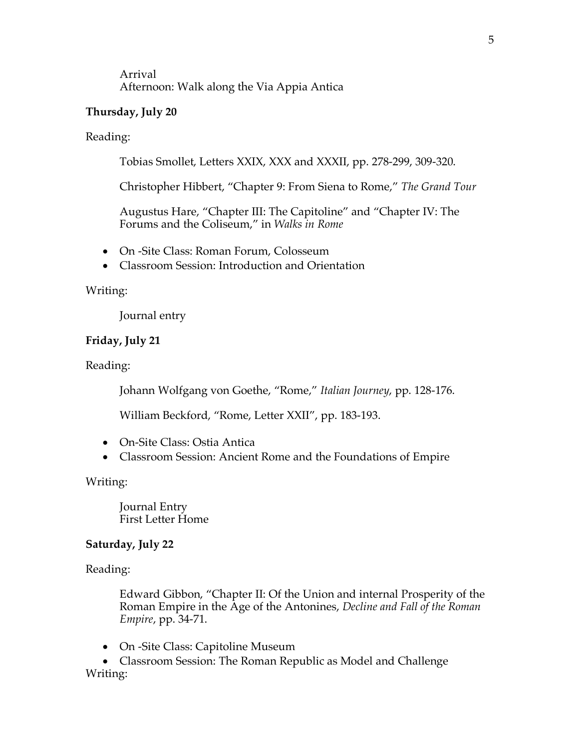Arrival
Afternoon: Walk along the Via Appia Antica

**Thursday, July 20**

Reading:

Tobias Smollet, Letters XXIX, XXX and XXXII, pp. 278-299, 309-320.

Christopher Hibbert, "Chapter 9: From Siena to Rome," *The Grand Tour*

Augustus Hare, "Chapter III: The Capitoline" and "Chapter IV: The Forums and the Coliseum," in *Walks in Rome*

- On -Site Class: Roman Forum, Colosseum
- Classroom Session: Introduction and Orientation

Writing:

Journal entry

**Friday, July 21**

Reading:

Johann Wolfgang von Goethe, "Rome," *Italian Journey*, pp. 128-176.

William Beckford, "Rome, Letter XXII", pp. 183-193.

- On-Site Class: Ostia Antica
- Classroom Session: Ancient Rome and the Foundations of Empire

Writing:

Journal Entry
First Letter Home

**Saturday, July 22**

Reading:

Edward Gibbon, "Chapter II: Of the Union and internal Prosperity of the Roman Empire in the Age of the Antonines, *Decline and Fall of the Roman Empire*, pp. 34-71.

- On -Site Class: Capitoline Museum
- Classroom Session: The Roman Republic as Model and Challenge

Writing: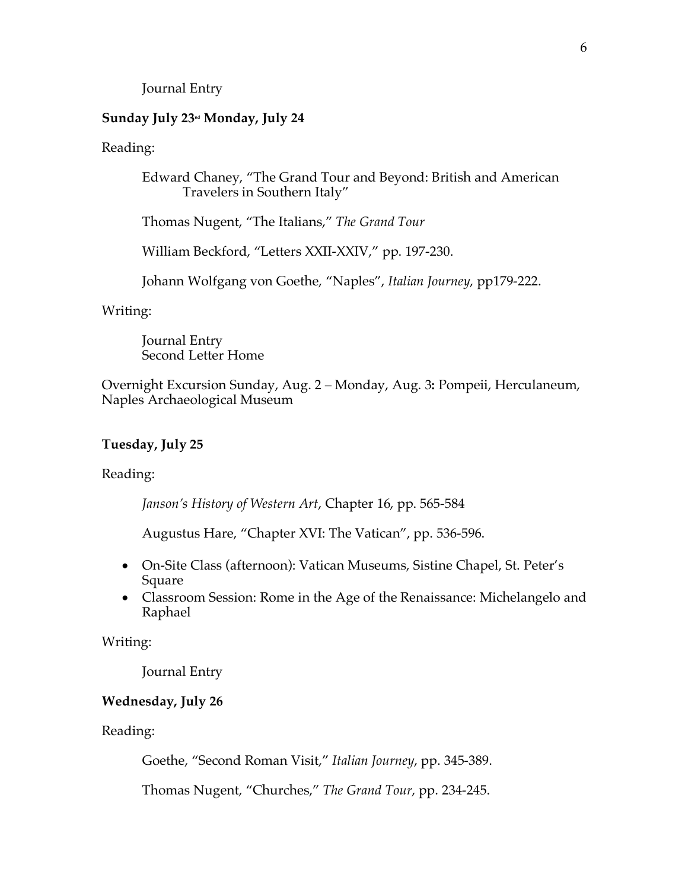Journal Entry

**Sunday July 23rd Monday, July 24**

Reading:

Edward Chaney, "The Grand Tour and Beyond: British and American Travelers in Southern Italy"

Thomas Nugent, "The Italians," *The Grand Tour*

William Beckford, "Letters XXII-XXIV," pp. 197-230.

Johann Wolfgang von Goethe, "Naples", *Italian Journey*, pp179-222.

Writing:

Journal Entry
Second Letter Home

Overnight Excursion Sunday, Aug. 2 – Monday, Aug. 3**:** Pompeii, Herculaneum, Naples Archaeological Museum

**Tuesday, July 25**

Reading:

*Janson's History of Western Art*, Chapter 16, pp. 565-584

Augustus Hare, "Chapter XVI: The Vatican", pp. 536-596.

- On-Site Class (afternoon): Vatican Museums, Sistine Chapel, St. Peter's Square
- Classroom Session: Rome in the Age of the Renaissance: Michelangelo and Raphael

Writing:

Journal Entry

**Wednesday, July 26**

Reading:

Goethe, "Second Roman Visit," *Italian Journey*, pp. 345-389.

Thomas Nugent, "Churches," *The Grand Tour*, pp. 234-245.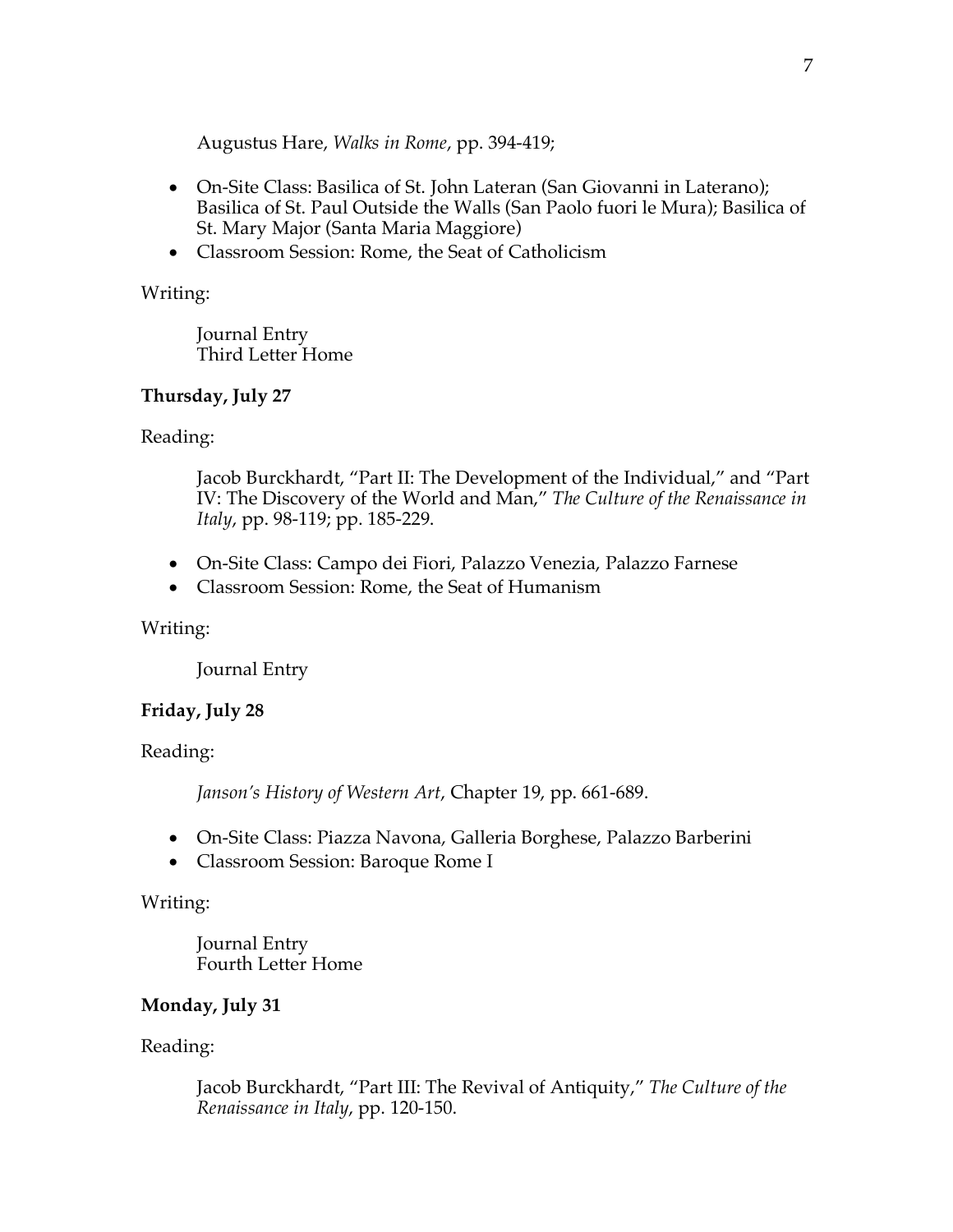Augustus Hare, *Walks in Rome*, pp. 394-419;

- On-Site Class: Basilica of St. John Lateran (San Giovanni in Laterano); Basilica of St. Paul Outside the Walls (San Paolo fuori le Mura); Basilica of St. Mary Major (Santa Maria Maggiore)
- Classroom Session: Rome, the Seat of Catholicism

Writing:

Journal Entry
Third Letter Home

**Thursday, July 27**

Reading:

Jacob Burckhardt, "Part II: The Development of the Individual," and "Part IV: The Discovery of the World and Man," *The Culture of the Renaissance in Italy*, pp. 98-119; pp. 185-229.

- On-Site Class: Campo dei Fiori, Palazzo Venezia, Palazzo Farnese
- Classroom Session: Rome, the Seat of Humanism

Writing:

Journal Entry

**Friday, July 28**

Reading:

*Janson's History of Western Art*, Chapter 19, pp. 661-689.

- On-Site Class: Piazza Navona, Galleria Borghese, Palazzo Barberini
- Classroom Session: Baroque Rome I

Writing:

Journal Entry
Fourth Letter Home

**Monday, July 31**

Reading:

Jacob Burckhardt, "Part III: The Revival of Antiquity," *The Culture of the Renaissance in Italy*, pp. 120-150.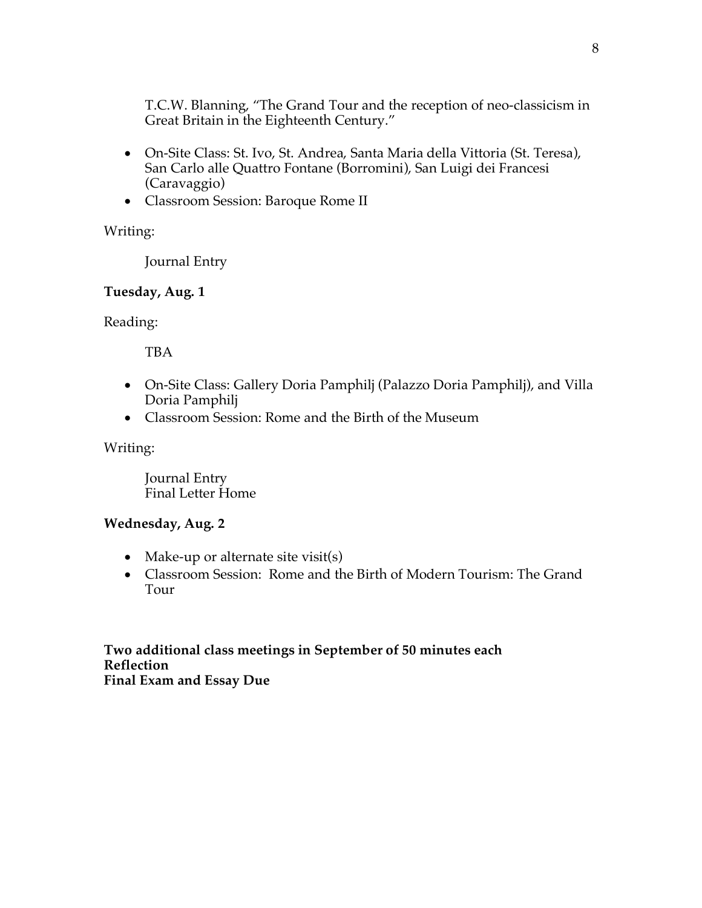T.C.W. Blanning, "The Grand Tour and the reception of neo-classicism in Great Britain in the Eighteenth Century."

- On-Site Class: St. Ivo, St. Andrea, Santa Maria della Vittoria (St. Teresa), San Carlo alle Quattro Fontane (Borromini), San Luigi dei Francesi (Caravaggio)
- Classroom Session: Baroque Rome II

Writing:

Journal Entry

**Tuesday, Aug. 1**

Reading:

TBA

- On-Site Class: Gallery Doria Pamphilj (Palazzo Doria Pamphilj), and Villa Doria Pamphilj
- Classroom Session: Rome and the Birth of the Museum

Writing:

Journal Entry
Final Letter Home

**Wednesday, Aug. 2**

- Make-up or alternate site visit(s)
- Classroom Session: Rome and the Birth of Modern Tourism: The Grand Tour

**Two additional class meetings in September of 50 minutes each**
**Reflection**
**Final Exam and Essay Due**